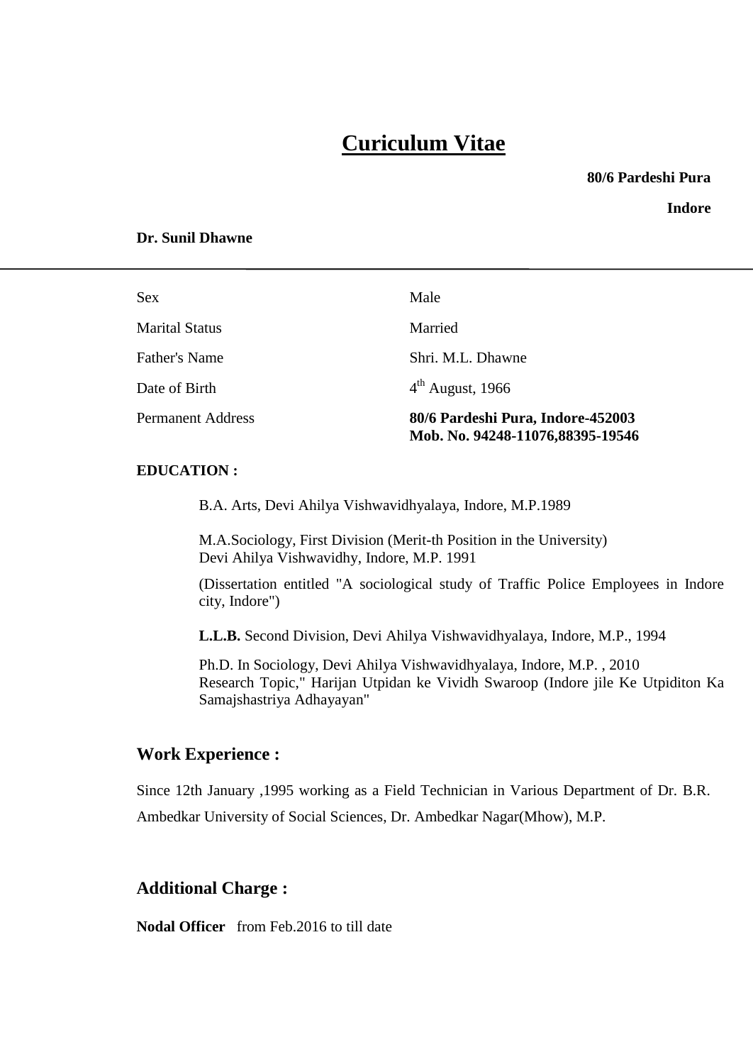# Curiculum Vitae

**80/6 Pardeshi Pura**

**Indore**

**Dr. Sunil Dhawne**

---

| | |
|---|---|
| Sex | Male |
| Marital Status | Married |
| Father's Name | Shri. M.L. Dhawne |
| Date of Birth | 4th August, 1966 |
| Permanent Address | **80/6 Pardeshi Pura, Indore-452003** **Mob. No. 94248-11076,88395-19546** |

**EDUCATION :**

B.A. Arts, Devi Ahilya Vishwavidhyalaya, Indore, M.P.1989

M.A.Sociology, First Division (Merit-th Position in the University)
Devi Ahilya Vishwavidhy, Indore, M.P. 1991

(Dissertation entitled "A sociological study of Traffic Police Employees in Indore city, Indore")

**L.L.B.** Second Division, Devi Ahilya Vishwavidhyalaya, Indore, M.P., 1994

Ph.D. In Sociology, Devi Ahilya Vishwavidhyalaya, Indore, M.P. , 2010
Research Topic," Harijan Utpidan ke Vividh Swaroop (Indore jile Ke Utpiditon Ka Samajshastriya Adhayayan"

## Work Experience :

Since 12th January ,1995 working as a Field Technician in Various Department of Dr. B.R. Ambedkar University of Social Sciences, Dr. Ambedkar Nagar(Mhow), M.P.

## Additional Charge :

**Nodal Officer** from Feb.2016 to till date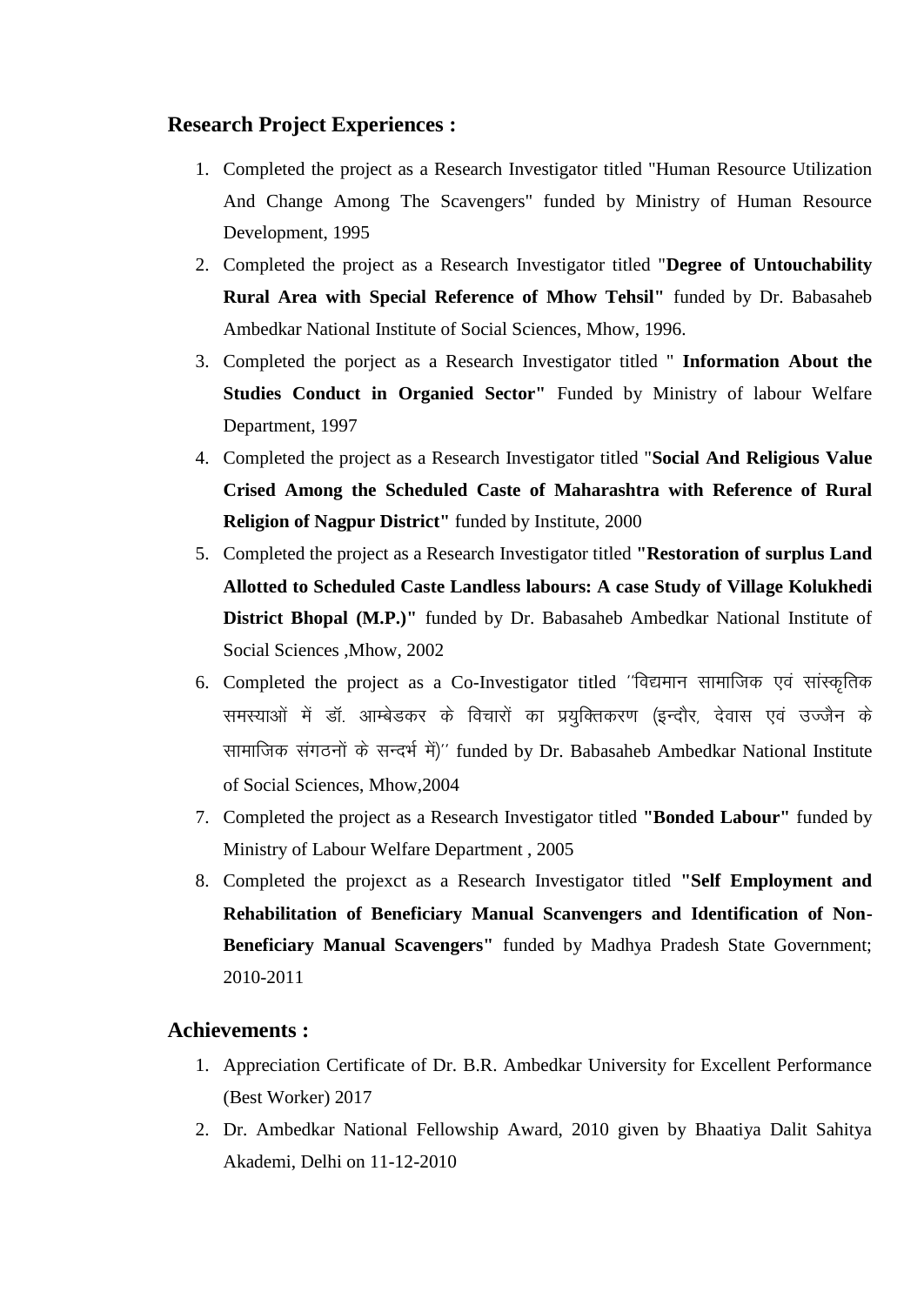## Research Project Experiences :

1. Completed the project as a Research Investigator titled "Human Resource Utilization And Change Among The Scavengers" funded by Ministry of Human Resource Development, 1995
2. Completed the project as a Research Investigator titled "**Degree of Untouchability Rural Area with Special Reference of Mhow Tehsil"** funded by Dr. Babasaheb Ambedkar National Institute of Social Sciences, Mhow, 1996.
3. Completed the porject as a Research Investigator titled " **Information About the Studies Conduct in Organied Sector"** Funded by Ministry of labour Welfare Department, 1997
4. Completed the project as a Research Investigator titled "**Social And Religious Value Crised Among the Scheduled Caste of Maharashtra with Reference of Rural Religion of Nagpur District"** funded by Institute, 2000
5. Completed the project as a Research Investigator titled **"Restoration of surplus Land Allotted to Scheduled Caste Landless labours: A case Study of Village Kolukhedi District Bhopal (M.P.)"** funded by Dr. Babasaheb Ambedkar National Institute of Social Sciences ,Mhow, 2002
6. Completed the project as a Co-Investigator titled ''विद्यमान सामाजिक एवं सांस्कृतिक समस्याओं में डॉ. आम्बेडकर के विचारों का प्रयुक्तिकरण (इन्दौर, देवास एवं उज्जैन के सामाजिक संगठनों के सन्दर्भ में)'' funded by Dr. Babasaheb Ambedkar National Institute of Social Sciences, Mhow,2004
7. Completed the project as a Research Investigator titled **"Bonded Labour"** funded by Ministry of Labour Welfare Department , 2005
8. Completed the projexct as a Research Investigator titled **"Self Employment and Rehabilitation of Beneficiary Manual Scanvengers and Identification of Non-Beneficiary Manual Scavengers"** funded by Madhya Pradesh State Government; 2010-2011

## Achievements :

1. Appreciation Certificate of Dr. B.R. Ambedkar University for Excellent Performance (Best Worker) 2017
2. Dr. Ambedkar National Fellowship Award, 2010 given by Bhaatiya Dalit Sahitya Akademi, Delhi on 11-12-2010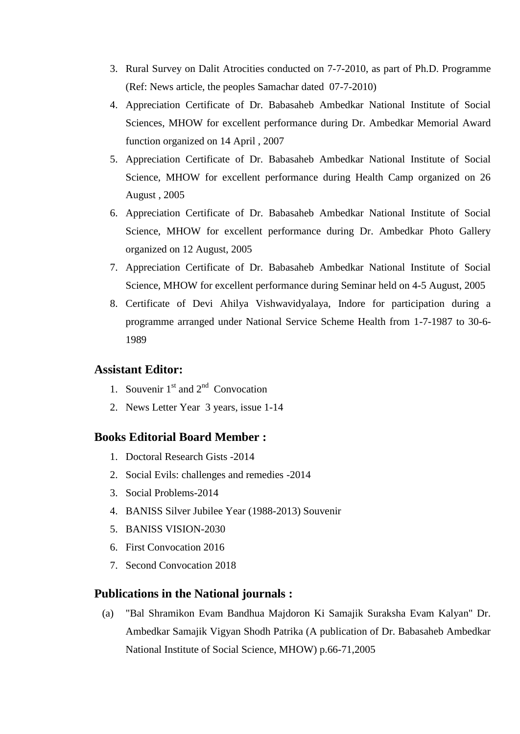3. Rural Survey on Dalit Atrocities conducted on 7-7-2010, as part of Ph.D. Programme (Ref: News article, the peoples Samachar dated 07-7-2010)
4. Appreciation Certificate of Dr. Babasaheb Ambedkar National Institute of Social Sciences, MHOW for excellent performance during Dr. Ambedkar Memorial Award function organized on 14 April , 2007
5. Appreciation Certificate of Dr. Babasaheb Ambedkar National Institute of Social Science, MHOW for excellent performance during Health Camp organized on 26 August , 2005
6. Appreciation Certificate of Dr. Babasaheb Ambedkar National Institute of Social Science, MHOW for excellent performance during Dr. Ambedkar Photo Gallery organized on 12 August, 2005
7. Appreciation Certificate of Dr. Babasaheb Ambedkar National Institute of Social Science, MHOW for excellent performance during Seminar held on 4-5 August, 2005
8. Certificate of Devi Ahilya Vishwavidyalaya, Indore for participation during a programme arranged under National Service Scheme Health from 1-7-1987 to 30-6-1989

### Assistant Editor:

1. Souvenir 1st and 2nd Convocation
2. News Letter Year 3 years, issue 1-14

### Books Editorial Board Member :

1. Doctoral Research Gists -2014
2. Social Evils: challenges and remedies -2014
3. Social Problems-2014
4. BANISS Silver Jubilee Year (1988-2013) Souvenir
5. BANISS VISION-2030
6. First Convocation 2016
7. Second Convocation 2018

### Publications in the National journals :

(a) "Bal Shramikon Evam Bandhua Majdoron Ki Samajik Suraksha Evam Kalyan" Dr. Ambedkar Samajik Vigyan Shodh Patrika (A publication of Dr. Babasaheb Ambedkar National Institute of Social Science, MHOW) p.66-71,2005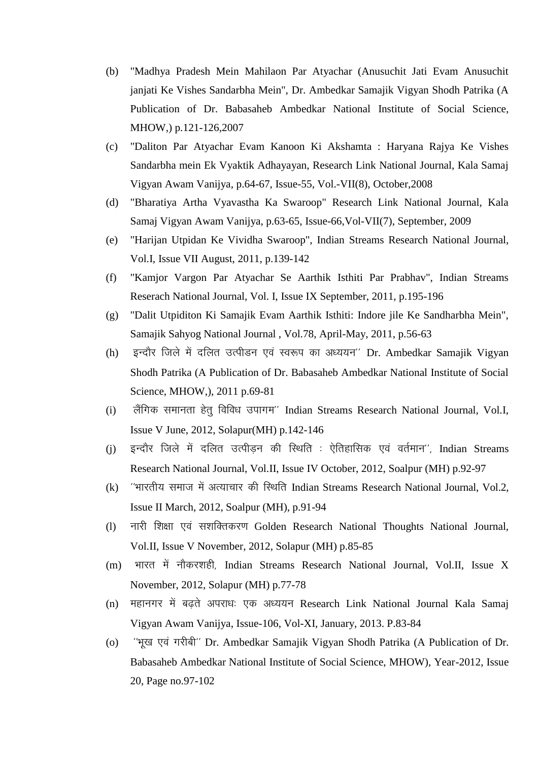(b) "Madhya Pradesh Mein Mahilaon Par Atyachar (Anusuchit Jati Evam Anusuchit janjati Ke Vishes Sandarbha Mein", Dr. Ambedkar Samajik Vigyan Shodh Patrika (A Publication of Dr. Babasaheb Ambedkar National Institute of Social Science, MHOW,) p.121-126,2007

(c) "Daliton Par Atyachar Evam Kanoon Ki Akshamta : Haryana Rajya Ke Vishes Sandarbha mein Ek Vyaktik Adhayayan, Research Link National Journal, Kala Samaj Vigyan Awam Vanijya, p.64-67, Issue-55, Vol.-VII(8), October,2008

(d) "Bharatiya Artha Vyavastha Ka Swaroop" Research Link National Journal, Kala Samaj Vigyan Awam Vanijya, p.63-65, Issue-66,Vol-VII(7), September, 2009

(e) "Harijan Utpidan Ke Vividha Swaroop", Indian Streams Research National Journal, Vol.I, Issue VII August, 2011, p.139-142

(f) "Kamjor Vargon Par Atyachar Se Aarthik Isthiti Par Prabhav", Indian Streams Reserach National Journal, Vol. I, Issue IX September, 2011, p.195-196

(g) "Dalit Utpiditon Ki Samajik Evam Aarthik Isthiti: Indore jile Ke Sandharbha Mein", Samajik Sahyog National Journal , Vol.78, April-May, 2011, p.56-63

(h) इन्दौर जिले में दलित उत्पीडन एवं स्वरूप का अध्ययन'' Dr. Ambedkar Samajik Vigyan Shodh Patrika (A Publication of Dr. Babasaheb Ambedkar National Institute of Social Science, MHOW,), 2011 p.69-81

(i) लैंगिक समानता हेतु विविध उपागम'' Indian Streams Research National Journal, Vol.I, Issue V June, 2012, Solapur(MH) p.142-146

(j) इन्दौर जिले में दलित उत्पीड़न की स्थिति : ऐतिहासिक एवं वर्तमान'', Indian Streams Research National Journal, Vol.II, Issue IV October, 2012, Soalpur (MH) p.92-97

(k) ''भारतीय समाज में अत्याचार की स्थिति Indian Streams Research National Journal, Vol.2, Issue II March, 2012, Soalpur (MH), p.91-94

(l) नारी शिक्षा एवं सशक्तिकरण Golden Research National Thoughts National Journal, Vol.II, Issue V November, 2012, Solapur (MH) p.85-85

(m) भारत में नौकरशही, Indian Streams Research National Journal, Vol.II, Issue X November, 2012, Solapur (MH) p.77-78

(n) महानगर में बढ़ते अपराधः एक अध्ययन Research Link National Journal Kala Samaj Vigyan Awam Vanijya, Issue-106, Vol-XI, January, 2013. P.83-84

(o) ''भूख एवं गरीबी'' Dr. Ambedkar Samajik Vigyan Shodh Patrika (A Publication of Dr. Babasaheb Ambedkar National Institute of Social Science, MHOW), Year-2012, Issue 20, Page no.97-102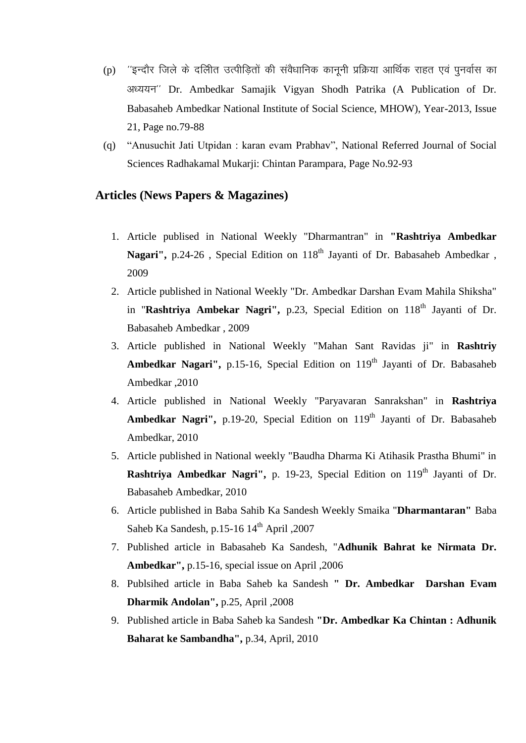(p) ´´इन्दौर जिले के दलीत उत्पीड़ितों की संवैधानिक कानूनी प्रक्रिया आर्थिक राहत एवं पुनर्वास का अध्ययन´´ Dr. Ambedkar Samajik Vigyan Shodh Patrika (A Publication of Dr. Babasaheb Ambedkar National Institute of Social Science, MHOW), Year-2013, Issue 21, Page no.79-88

(q) "Anusuchit Jati Utpidan : karan evam Prabhav", National Referred Journal of Social Sciences Radhakamal Mukarji: Chintan Parampara, Page No.92-93

## Articles (News Papers & Magazines)

1. Article publised in National Weekly "Dharmantran" in **"Rashtriya Ambedkar Nagari",** p.24-26 , Special Edition on 118th Jayanti of Dr. Babasaheb Ambedkar , 2009
2. Article published in National Weekly "Dr. Ambedkar Darshan Evam Mahila Shiksha" in "**Rashtriya Ambekar Nagri",** p.23, Special Edition on 118th Jayanti of Dr. Babasaheb Ambedkar , 2009
3. Article published in National Weekly "Mahan Sant Ravidas ji" in **Rashtriy Ambedkar Nagari",** p.15-16, Special Edition on 119th Jayanti of Dr. Babasaheb Ambedkar ,2010
4. Article published in National Weekly "Paryavaran Sanrakshan" in **Rashtriya Ambedkar Nagri",** p.19-20, Special Edition on 119th Jayanti of Dr. Babasaheb Ambedkar, 2010
5. Article published in National weekly "Baudha Dharma Ki Atihasik Prastha Bhumi" in **Rashtriya Ambedkar Nagri",** p. 19-23, Special Edition on 119th Jayanti of Dr. Babasaheb Ambedkar, 2010
6. Article published in Baba Sahib Ka Sandesh Weekly Smaika "**Dharmantaran"** Baba Saheb Ka Sandesh, p.15-16 14th April ,2007
7. Published article in Babasaheb Ka Sandesh, "**Adhunik Bahrat ke Nirmata Dr. Ambedkar",** p.15-16, special issue on April ,2006
8. Publsihed article in Baba Saheb ka Sandesh **" Dr. Ambedkar Darshan Evam Dharmik Andolan",** p.25, April ,2008
9. Published article in Baba Saheb ka Sandesh **"Dr. Ambedkar Ka Chintan : Adhunik Baharat ke Sambandha",** p.34, April, 2010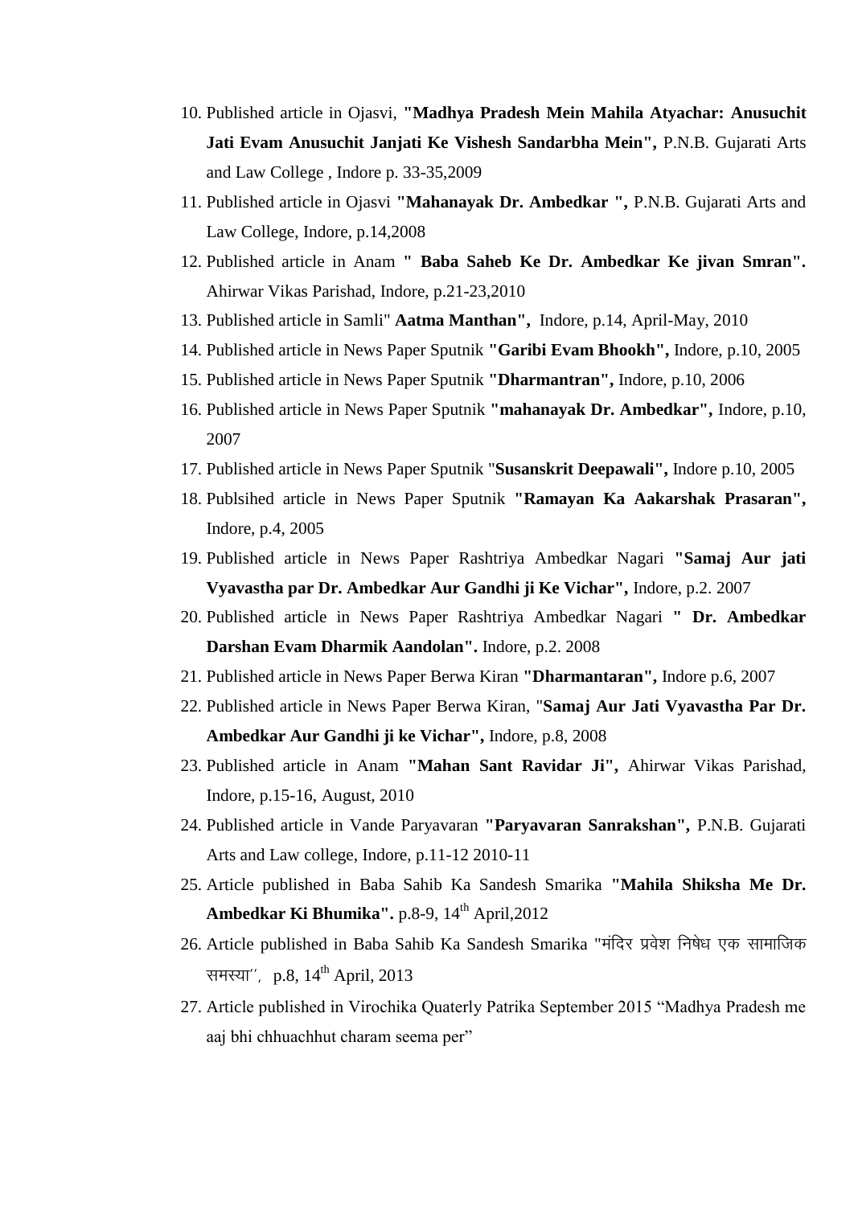10. Published article in Ojasvi, **"Madhya Pradesh Mein Mahila Atyachar: Anusuchit Jati Evam Anusuchit Janjati Ke Vishesh Sandarbha Mein",** P.N.B. Gujarati Arts and Law College , Indore p. 33-35,2009
11. Published article in Ojasvi **"Mahanayak Dr. Ambedkar ",** P.N.B. Gujarati Arts and Law College, Indore, p.14,2008
12. Published article in Anam **" Baba Saheb Ke Dr. Ambedkar Ke jivan Smran".** Ahirwar Vikas Parishad, Indore, p.21-23,2010
13. Published article in Samli" **Aatma Manthan",** Indore, p.14, April-May, 2010
14. Published article in News Paper Sputnik **"Garibi Evam Bhookh",** Indore, p.10, 2005
15. Published article in News Paper Sputnik **"Dharmantran",** Indore, p.10, 2006
16. Published article in News Paper Sputnik **"mahanayak Dr. Ambedkar",** Indore, p.10, 2007
17. Published article in News Paper Sputnik "**Susanskrit Deepawali",** Indore p.10, 2005
18. Publsihed article in News Paper Sputnik **"Ramayan Ka Aakarshak Prasaran",** Indore, p.4, 2005
19. Published article in News Paper Rashtriya Ambedkar Nagari **"Samaj Aur jati Vyavastha par Dr. Ambedkar Aur Gandhi ji Ke Vichar",** Indore, p.2. 2007
20. Published article in News Paper Rashtriya Ambedkar Nagari **" Dr. Ambedkar Darshan Evam Dharmik Aandolan".** Indore, p.2. 2008
21. Published article in News Paper Berwa Kiran **"Dharmantaran",** Indore p.6, 2007
22. Published article in News Paper Berwa Kiran, "**Samaj Aur Jati Vyavastha Par Dr. Ambedkar Aur Gandhi ji ke Vichar",** Indore, p.8, 2008
23. Published article in Anam **"Mahan Sant Ravidar Ji",** Ahirwar Vikas Parishad, Indore, p.15-16, August, 2010
24. Published article in Vande Paryavaran **"Paryavaran Sanrakshan",** P.N.B. Gujarati Arts and Law college, Indore, p.11-12 2010-11
25. Article published in Baba Sahib Ka Sandesh Smarika **"Mahila Shiksha Me Dr. Ambedkar Ki Bhumika".** p.8-9, 14th April,2012
26. Article published in Baba Sahib Ka Sandesh Smarika "मंदिर प्रवेश निषेध एक सामाजिक समस्या'', p.8, 14th April, 2013
27. Article published in Virochika Quaterly Patrika September 2015 "Madhya Pradesh me aaj bhi chhuachhut charam seema per"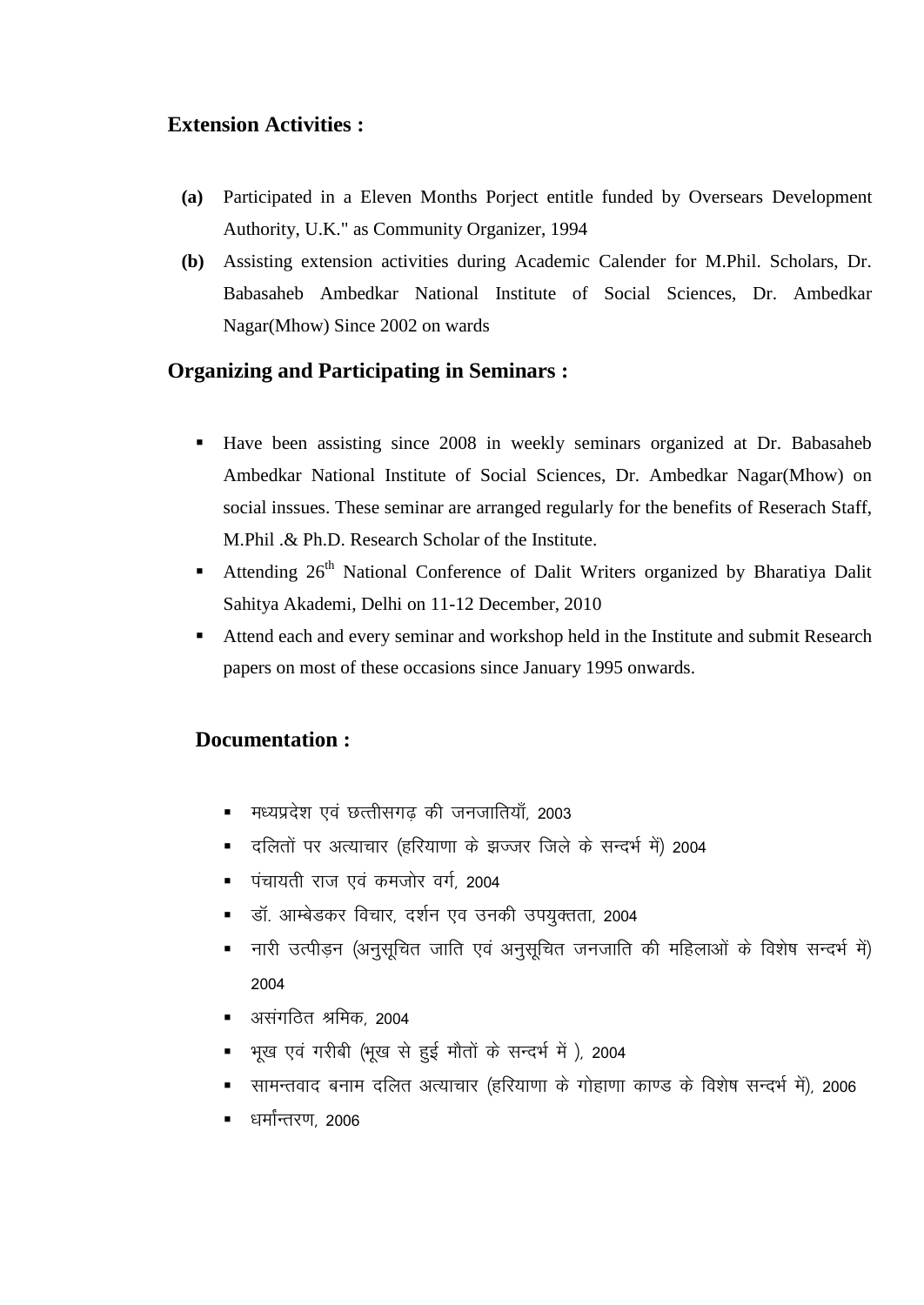## Extension Activities :

**(a)** Participated in a Eleven Months Porject entitle funded by Oversears Development Authority, U.K." as Community Organizer, 1994

**(b)** Assisting extension activities during Academic Calender for M.Phil. Scholars, Dr. Babasaheb Ambedkar National Institute of Social Sciences, Dr. Ambedkar Nagar(Mhow) Since 2002 on wards

## Organizing and Participating in Seminars :

- Have been assisting since 2008 in weekly seminars organized at Dr. Babasaheb Ambedkar National Institute of Social Sciences, Dr. Ambedkar Nagar(Mhow) on social inssues. These seminar are arranged regularly for the benefits of Reserach Staff, M.Phil .& Ph.D. Research Scholar of the Institute.
- Attending 26th National Conference of Dalit Writers organized by Bharatiya Dalit Sahitya Akademi, Delhi on 11-12 December, 2010
- Attend each and every seminar and workshop held in the Institute and submit Research papers on most of these occasions since January 1995 onwards.

## Documentation :

- मध्यप्रदेश एवं छत्तीसगढ़ की जनजातियाँ, 2003
- दलितों पर अत्याचार (हरियाणा के झज्जर जिले के सन्दर्भ में) 2004
- पंचायती राज एवं कमजोर वर्ग, 2004
- डॉ. आम्बेडकर विचार, दर्शन एव उनकी उपयुक्तता, 2004
- नारी उत्पीड़न (अनुसूचित जाति एवं अनुसूचित जनजाति की महिलाओं के विशेष सन्दर्भ में) 2004
- असंगठित श्रमिक, 2004
- भूख एवं गरीबी (भूख से हुई मौतों के सन्दर्भ में ), 2004
- सामन्तवाद बनाम दलित अत्याचार (हरियाणा के गोहाणा काण्ड के विशेष सन्दर्भ में), 2006
- धर्मान्तरण, 2006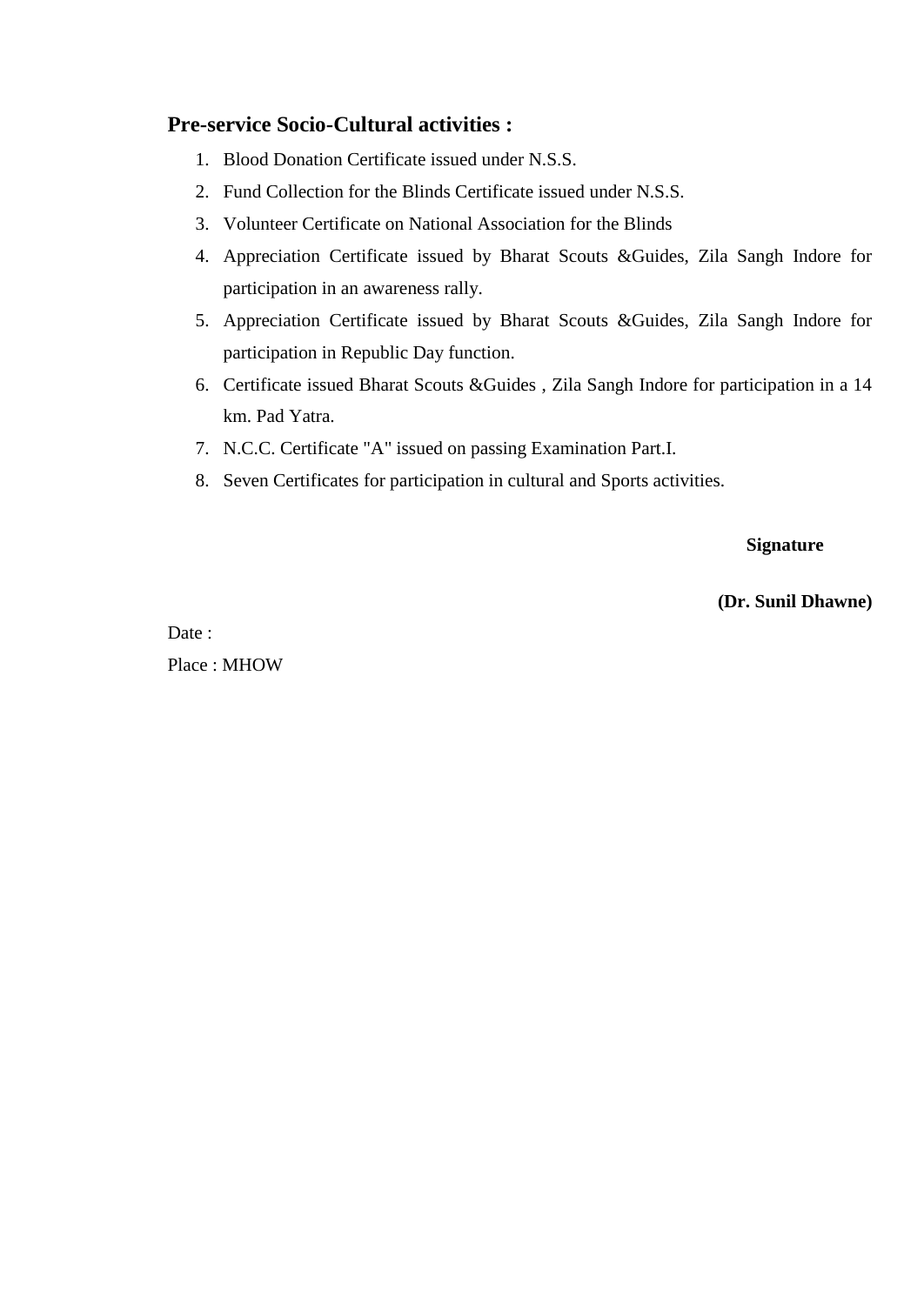**Pre-service Socio-Cultural activities :**

1. Blood Donation Certificate issued under N.S.S.
2. Fund Collection for the Blinds Certificate issued under N.S.S.
3. Volunteer Certificate on National Association for the Blinds
4. Appreciation Certificate issued by Bharat Scouts &Guides, Zila Sangh Indore for participation in an awareness rally.
5. Appreciation Certificate issued by Bharat Scouts &Guides, Zila Sangh Indore for participation in Republic Day function.
6. Certificate issued Bharat Scouts &Guides , Zila Sangh Indore for participation in a 14 km. Pad Yatra.
7. N.C.C. Certificate "A" issued on passing Examination Part.I.
8. Seven Certificates for participation in cultural and Sports activities.

**Signature**

**(Dr. Sunil Dhawne)**

Date :

Place : MHOW